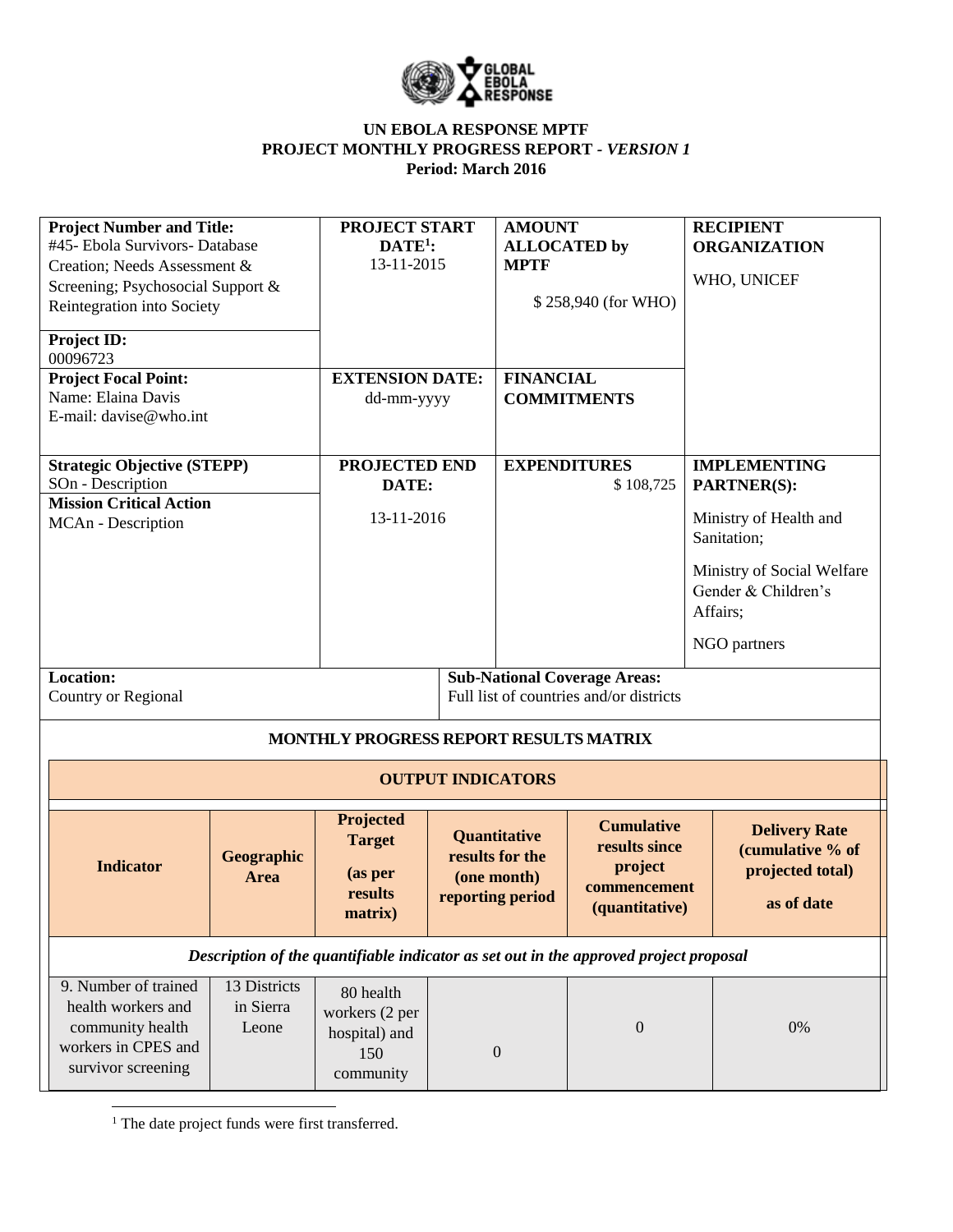**UN EBOLA RESPONSE MPTF**
**PROJECT MONTHLY PROGRESS REPORT - *VERSION 1***
**Period: March 2016**

| **Project Number and Title:** #45- Ebola Survivors- Database Creation; Needs Assessment & Screening; Psychosocial Support & Reintegration into Society<br><br>**Project ID:** 00096723 | **PROJECT START DATE[1]:** 13-11-2015 | **AMOUNT ALLOCATED by MPTF** $ 258,940 (for WHO) | **RECIPIENT ORGANIZATION** WHO, UNICEF |
|---|---|---|---|
| **Project Focal Point:** Name: Elaina Davis E-mail: davise@who.int | **EXTENSION DATE:** dd-mm-yyyy | **FINANCIAL COMMITMENTS** | |
| **Strategic Objective (STEPP)** SOn - Description<br>**Mission Critical Action** MCAn - Description | **PROJECTED END DATE:** 13-11-2016 | **EXPENDITURES** $ 108,725 | **IMPLEMENTING PARTNER(S):** Ministry of Health and Sanitation; Ministry of Social Welfare Gender & Children's Affairs; NGO partners |
| **Location:** Country or Regional | | **Sub-National Coverage Areas:** Full list of countries and/or districts | |

**MONTHLY PROGRESS REPORT RESULTS MATRIX**

| OUTPUT INDICATORS | | | | | |
|---|---|---|---|---|---|
| **Indicator** | **Geographic Area** | **Projected Target (as per results matrix)** | **Quantitative results for the (one month) reporting period** | **Cumulative results since project commencement (quantitative)** | **Delivery Rate (cumulative % of projected total) as of date** |
| ***Description of the quantifiable indicator as set out in the approved project proposal*** | | | | | |
| 9. Number of trained health workers and community health workers in CPES and survivor screening | 13 Districts in Sierra Leone | 80 health workers (2 per hospital) and 150 community | 0 | 0 | 0% |

[1] The date project funds were first transferred.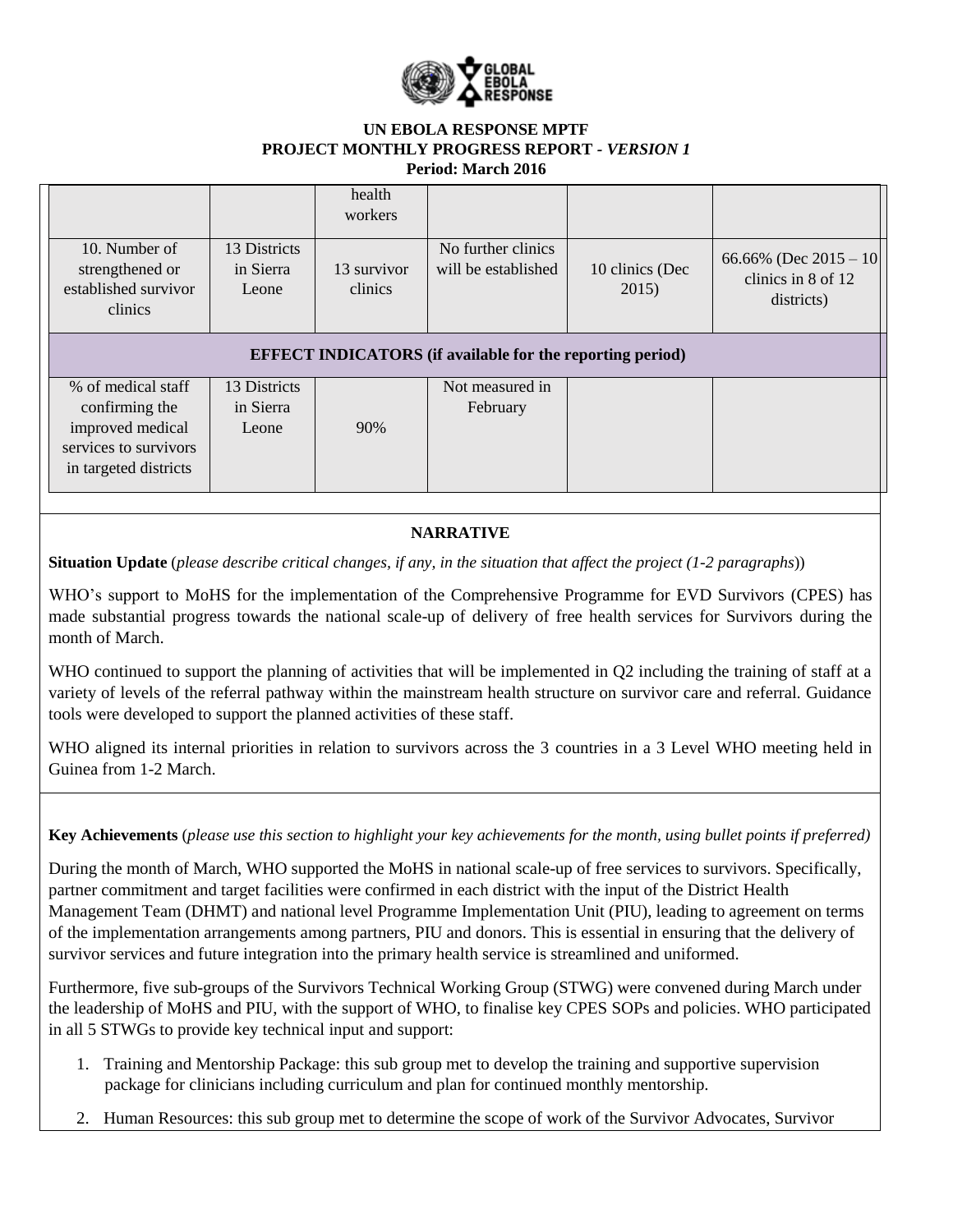# UN EBOLA RESPONSE MPTF
## PROJECT MONTHLY PROGRESS REPORT - *VERSION 1*
**Period: March 2016**

| | | | | | |
|---|---|---|---|---|---|
| | | health workers | | | |
| 10. Number of strengthened or established survivor clinics | 13 Districts in Sierra Leone | 13 survivor clinics | No further clinics will be established | 10 clinics (Dec 2015) | 66.66% (Dec 2015 – 10 clinics in 8 of 12 districts) |
| **EFFECT INDICATORS (if available for the reporting period)** | | | | | |
| % of medical staff confirming the improved medical services to survivors in targeted districts | 13 Districts in Sierra Leone | 90% | Not measured in February | | |

## NARRATIVE

**Situation Update** (*please describe critical changes, if any, in the situation that affect the project (1-2 paragraphs)*)

WHO's support to MoHS for the implementation of the Comprehensive Programme for EVD Survivors (CPES) has made substantial progress towards the national scale-up of delivery of free health services for Survivors during the month of March.

WHO continued to support the planning of activities that will be implemented in Q2 including the training of staff at a variety of levels of the referral pathway within the mainstream health structure on survivor care and referral. Guidance tools were developed to support the planned activities of these staff.

WHO aligned its internal priorities in relation to survivors across the 3 countries in a 3 Level WHO meeting held in Guinea from 1-2 March.

**Key Achievements** (*please use this section to highlight your key achievements for the month, using bullet points if preferred)*

During the month of March, WHO supported the MoHS in national scale-up of free services to survivors. Specifically, partner commitment and target facilities were confirmed in each district with the input of the District Health Management Team (DHMT) and national level Programme Implementation Unit (PIU), leading to agreement on terms of the implementation arrangements among partners, PIU and donors. This is essential in ensuring that the delivery of survivor services and future integration into the primary health service is streamlined and uniformed.

Furthermore, five sub-groups of the Survivors Technical Working Group (STWG) were convened during March under the leadership of MoHS and PIU, with the support of WHO, to finalise key CPES SOPs and policies. WHO participated in all 5 STWGs to provide key technical input and support:

1. Training and Mentorship Package: this sub group met to develop the training and supportive supervision package for clinicians including curriculum and plan for continued monthly mentorship.
2. Human Resources: this sub group met to determine the scope of work of the Survivor Advocates, Survivor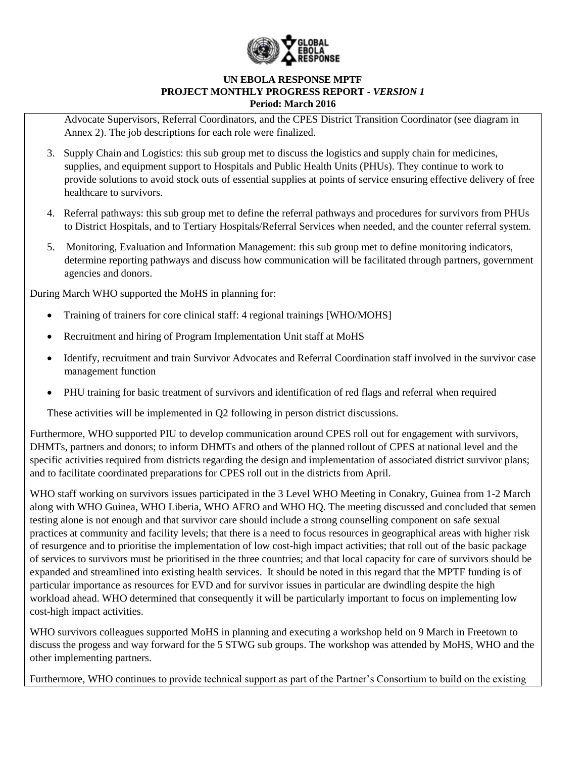Advocate Supervisors, Referral Coordinators, and the CPES District Transition Coordinator (see diagram in Annex 2). The job descriptions for each role were finalized.

3. Supply Chain and Logistics: this sub group met to discuss the logistics and supply chain for medicines, supplies, and equipment support to Hospitals and Public Health Units (PHUs). They continue to work to provide solutions to avoid stock outs of essential supplies at points of service ensuring effective delivery of free healthcare to survivors.

4. Referral pathways: this sub group met to define the referral pathways and procedures for survivors from PHUs to District Hospitals, and to Tertiary Hospitals/Referral Services when needed, and the counter referral system.

5. Monitoring, Evaluation and Information Management: this sub group met to define monitoring indicators, determine reporting pathways and discuss how communication will be facilitated through partners, government agencies and donors.

During March WHO supported the MoHS in planning for:

- Training of trainers for core clinical staff: 4 regional trainings [WHO/MOHS]
- Recruitment and hiring of Program Implementation Unit staff at MoHS
- Identify, recruitment and train Survivor Advocates and Referral Coordination staff involved in the survivor case management function
- PHU training for basic treatment of survivors and identification of red flags and referral when required

These activities will be implemented in Q2 following in person district discussions.

Furthermore, WHO supported PIU to develop communication around CPES roll out for engagement with survivors, DHMTs, partners and donors; to inform DHMTs and others of the planned rollout of CPES at national level and the specific activities required from districts regarding the design and implementation of associated district survivor plans; and to facilitate coordinated preparations for CPES roll out in the districts from April.

WHO staff working on survivors issues participated in the 3 Level WHO Meeting in Conakry, Guinea from 1-2 March along with WHO Guinea, WHO Liberia, WHO AFRO and WHO HQ. The meeting discussed and concluded that semen testing alone is not enough and that survivor care should include a strong counselling component on safe sexual practices at community and facility levels; that there is a need to focus resources in geographical areas with higher risk of resurgence and to prioritise the implementation of low cost-high impact activities; that roll out of the basic package of services to survivors must be prioritised in the three countries; and that local capacity for care of survivors should be expanded and streamlined into existing health services. It should be noted in this regard that the MPTF funding is of particular importance as resources for EVD and for survivor issues in particular are dwindling despite the high workload ahead. WHO determined that consequently it will be particularly important to focus on implementing low cost-high impact activities.

WHO survivors colleagues supported MoHS in planning and executing a workshop held on 9 March in Freetown to discuss the progess and way forward for the 5 STWG sub groups. The workshop was attended by MoHS, WHO and the other implementing partners.

Furthermore, WHO continues to provide technical support as part of the Partner's Consortium to build on the existing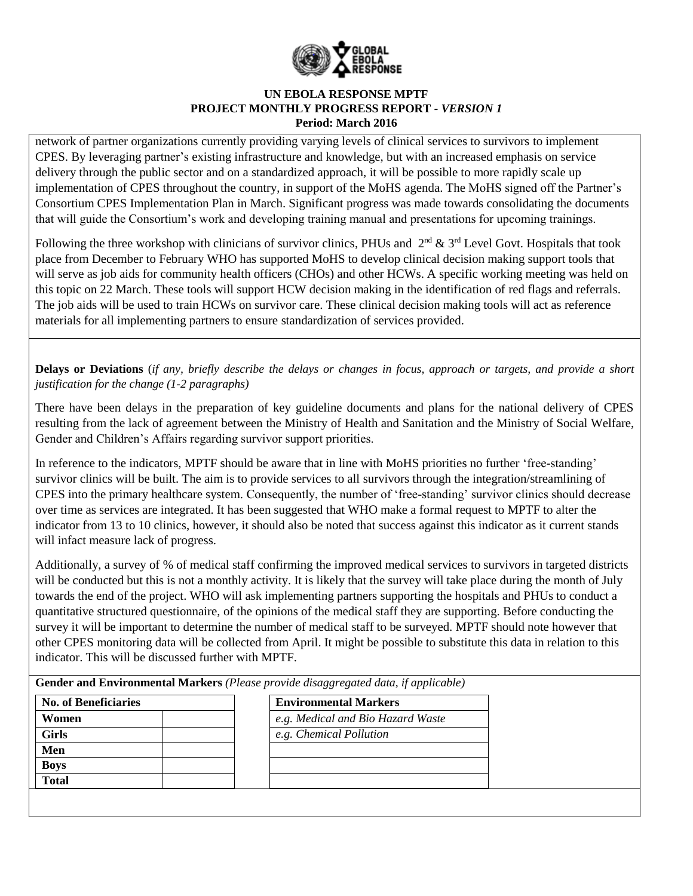network of partner organizations currently providing varying levels of clinical services to survivors to implement CPES. By leveraging partner's existing infrastructure and knowledge, but with an increased emphasis on service delivery through the public sector and on a standardized approach, it will be possible to more rapidly scale up implementation of CPES throughout the country, in support of the MoHS agenda. The MoHS signed off the Partner's Consortium CPES Implementation Plan in March. Significant progress was made towards consolidating the documents that will guide the Consortium's work and developing training manual and presentations for upcoming trainings.

Following the three workshop with clinicians of survivor clinics, PHUs and 2nd & 3rd Level Govt. Hospitals that took place from December to February WHO has supported MoHS to develop clinical decision making support tools that will serve as job aids for community health officers (CHOs) and other HCWs. A specific working meeting was held on this topic on 22 March. These tools will support HCW decision making in the identification of red flags and referrals. The job aids will be used to train HCWs on survivor care. These clinical decision making tools will act as reference materials for all implementing partners to ensure standardization of services provided.

**Delays or Deviations** (*if any, briefly describe the delays or changes in focus, approach or targets, and provide a short justification for the change (1-2 paragraphs)*)

There have been delays in the preparation of key guideline documents and plans for the national delivery of CPES resulting from the lack of agreement between the Ministry of Health and Sanitation and the Ministry of Social Welfare, Gender and Children's Affairs regarding survivor support priorities.

In reference to the indicators, MPTF should be aware that in line with MoHS priorities no further 'free-standing' survivor clinics will be built. The aim is to provide services to all survivors through the integration/streamlining of CPES into the primary healthcare system. Consequently, the number of 'free-standing' survivor clinics should decrease over time as services are integrated. It has been suggested that WHO make a formal request to MPTF to alter the indicator from 13 to 10 clinics, however, it should also be noted that success against this indicator as it current stands will infact measure lack of progress.

Additionally, a survey of % of medical staff confirming the improved medical services to survivors in targeted districts will be conducted but this is not a monthly activity. It is likely that the survey will take place during the month of July towards the end of the project. WHO will ask implementing partners supporting the hospitals and PHUs to conduct a quantitative structured questionnaire, of the opinions of the medical staff they are supporting. Before conducting the survey it will be important to determine the number of medical staff to be surveyed. MPTF should note however that other CPES monitoring data will be collected from April. It might be possible to substitute this data in relation to this indicator. This will be discussed further with MPTF.

**Gender and Environmental Markers** *(Please provide disaggregated data, if applicable)*

| No. of Beneficiaries | |
|---|---|
| **Women** | |
| **Girls** | |
| **Men** | |
| **Boys** | |
| **Total** | |

| Environmental Markers |
|---|
| *e.g. Medical and Bio Hazard Waste* |
| *e.g. Chemical Pollution* |
| |
| |
| |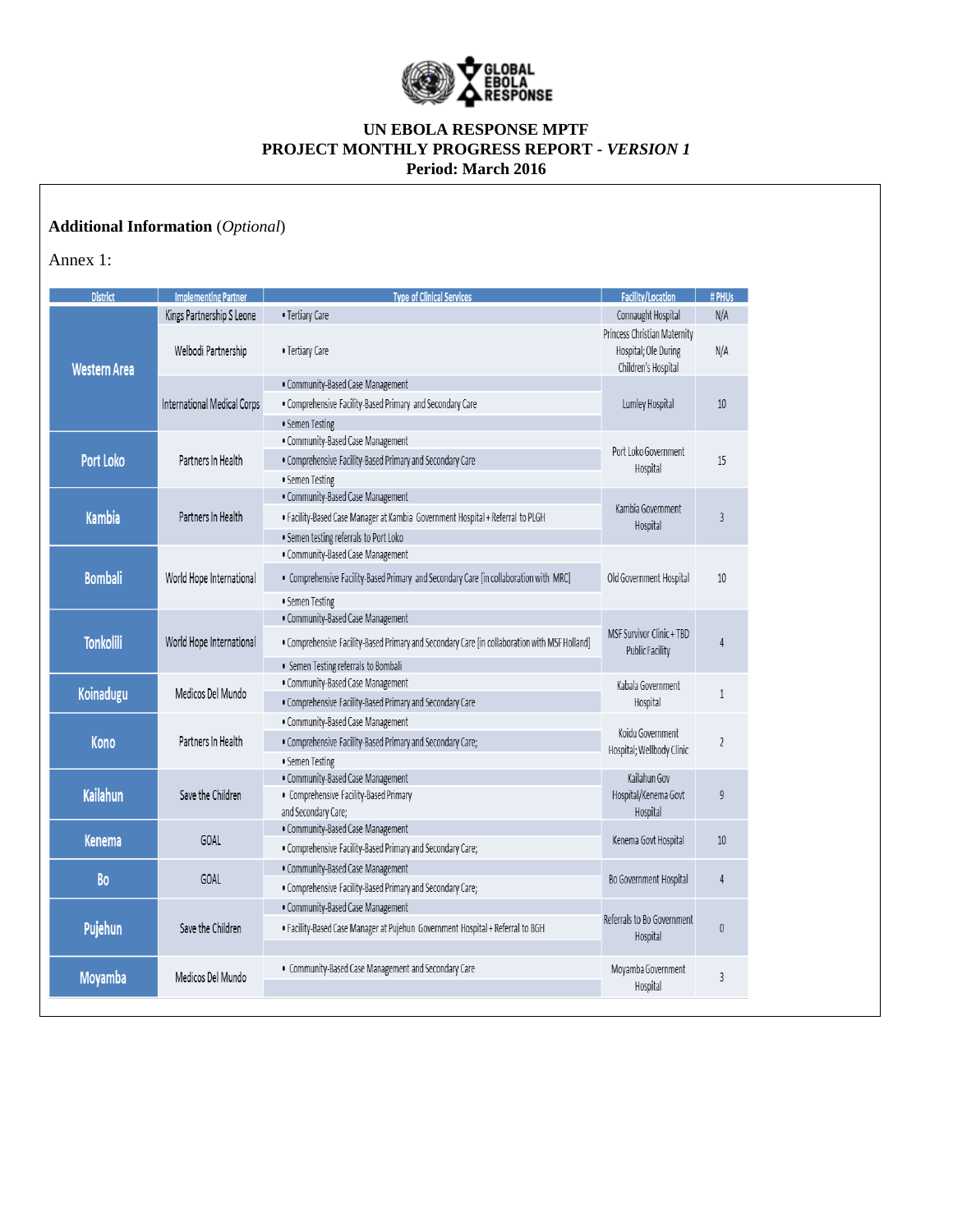**UN EBOLA RESPONSE MPTF**
**PROJECT MONTHLY PROGRESS REPORT -** ***VERSION 1***
**Period: March 2016**

**Additional Information** (*Optional*)

Annex 1:

| District | Implementing Partner | Type of Clinical Services | Facility/Location | # PHUs |
|---|---|---|---|---|
| Western Area | Kings Partnership S Leone | • Tertiary Care | Connaught Hospital | N/A |
| | Welbodi Partnership | • Tertiary Care | Princess Christian Maternity Hospital; Ole During Children's Hospital | N/A |
| | International Medical Corps | • Community-Based Case Management<br>• Comprehensive Facility-Based Primary and Secondary Care<br>• Semen Testing | Lumley Hospital | 10 |
| Port Loko | Partners In Health | • Community-Based Case Management<br>• Comprehensive Facility-Based Primary and Secondary Care<br>• Semen Testing | Port Loko Government Hospital | 15 |
| Kambia | Partners In Health | • Community-Based Case Management<br>• Facility-Based Case Manager at Kambia Government Hospital + Referral to PLGH<br>• Semen testing referrals to Port Loko | Kambia Government Hospital | 3 |
| Bombali | World Hope International | • Community-Based Case Management<br>• Comprehensive Facility-Based Primary and Secondary Care [in collaboration with MRC]<br>• Semen Testing | Old Government Hospital | 10 |
| Tonkolili | World Hope International | • Community-Based Case Management<br>• Comprehensive Facility-Based Primary and Secondary Care [in collaboration with MSF Holland]<br>• Semen Testing referrals to Bombali | MSF Survivor Clinic + TBD Public Facility | 4 |
| Koinadugu | Medicos Del Mundo | • Community-Based Case Management<br>• Comprehensive Facility-Based Primary and Secondary Care | Kabala Government Hospital | 1 |
| Kono | Partners In Health | • Community-Based Case Management<br>• Comprehensive Facility-Based Primary and Secondary Care;<br>• Semen Testing | Koidu Government Hospital; Wellbody Clinic | 2 |
| Kailahun | Save the Children | • Community-Based Case Management<br>• Comprehensive Facility-Based Primary and Secondary Care; | Kailahun Gov Hospital/Kenema Govt Hospital | 9 |
| Kenema | GOAL | • Community-Based Case Management<br>• Comprehensive Facility-Based Primary and Secondary Care; | Kenema Govt Hospital | 10 |
| Bo | GOAL | • Community-Based Case Management<br>• Comprehensive Facility-Based Primary and Secondary Care; | Bo Government Hospital | 4 |
| Pujehun | Save the Children | • Community-Based Case Management<br>• Facility-Based Case Manager at Pujehun Government Hospital + Referral to BGH | Referrals to Bo Government Hospital | 0 |
| Moyamba | Medicos Del Mundo | • Community-Based Case Management and Secondary Care | Moyamba Government Hospital | 3 |